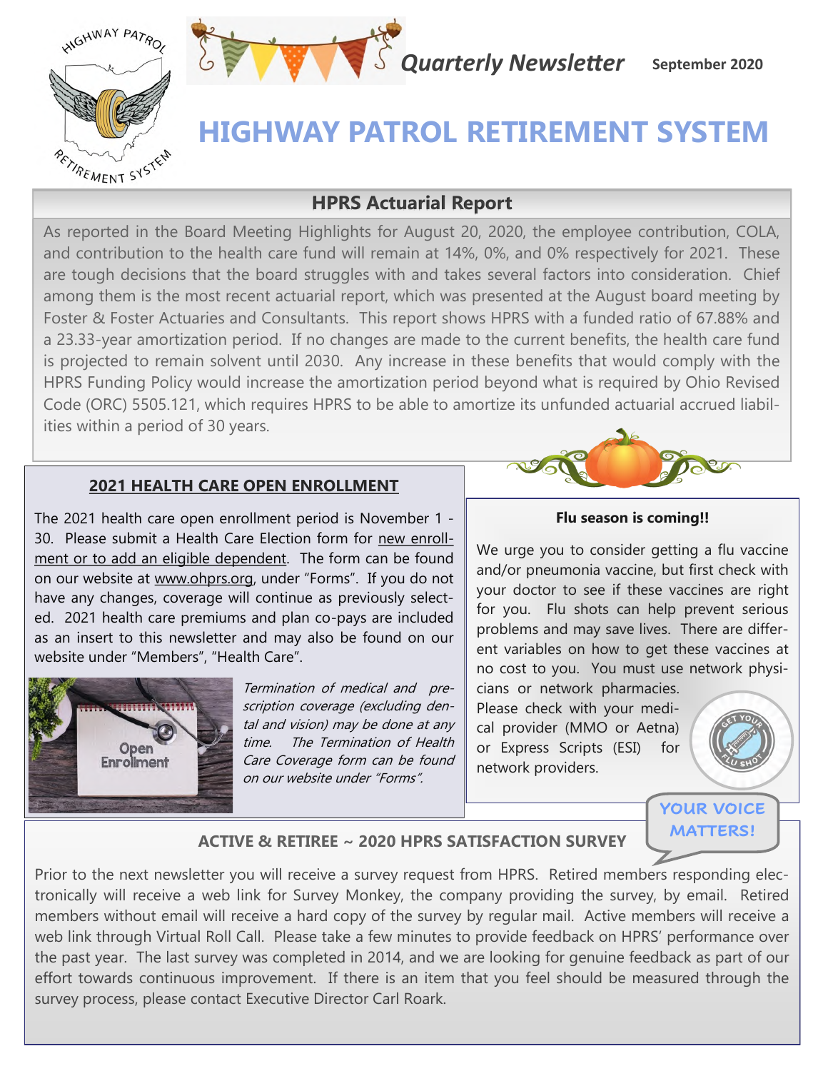*Quarterly Newsletter* **September 2020**

# HIGHWAY PATROL RETIREMENT SYSTEM

## HPRS Actuarial Report

As reported in the Board Meeting Highlights for August 20, 2020, the employee contribution, COLA, and contribution to the health care fund will remain at 14%, 0%, and 0% respectively for 2021. These are tough decisions that the board struggles with and takes several factors into consideration. Chief among them is the most recent actuarial report, which was presented at the August board meeting by Foster & Foster Actuaries and Consultants. This report shows HPRS with a funded ratio of 67.88% and a 23.33-year amortization period. If no changes are made to the current benefits, the health care fund is projected to remain solvent until 2030. Any increase in these benefits that would comply with the HPRS Funding Policy would increase the amortization period beyond what is required by Ohio Revised Code (ORC) 5505.121, which requires HPRS to be able to amortize its unfunded actuarial accrued liabilities within a period of 30 years.

## 2021 HEALTH CARE OPEN ENROLLMENT

The 2021 health care open enrollment period is November 1 - 30. Please submit a Health Care Election form for new enrollment or to add an eligible dependent. The form can be found on our website at www.ohprs.org, under "Forms". If you do not have any changes, coverage will continue as previously selected. 2021 health care premiums and plan co-pays are included as an insert to this newsletter and may also be found on our website under "Members", "Health Care".

*Termination of medical and prescription coverage (excluding dental and vision) may be done at any time. The Termination of Health Care Coverage form can be found on our website under "Forms".*

### Flu season is coming!!

We urge you to consider getting a flu vaccine and/or pneumonia vaccine, but first check with your doctor to see if these vaccines are right for you. Flu shots can help prevent serious problems and may save lives. There are different variables on how to get these vaccines at no cost to you. You must use network physicians or network pharmacies. Please check with your medical provider (MMO or Aetna) or Express Scripts (ESI) for network providers.

## ACTIVE & RETIREE ~ 2020 HPRS SATISFACTION SURVEY

**YOUR VOICE MATTERS!**

Prior to the next newsletter you will receive a survey request from HPRS. Retired members responding electronically will receive a web link for Survey Monkey, the company providing the survey, by email. Retired members without email will receive a hard copy of the survey by regular mail. Active members will receive a web link through Virtual Roll Call. Please take a few minutes to provide feedback on HPRS' performance over the past year. The last survey was completed in 2014, and we are looking for genuine feedback as part of our effort towards continuous improvement. If there is an item that you feel should be measured through the survey process, please contact Executive Director Carl Roark.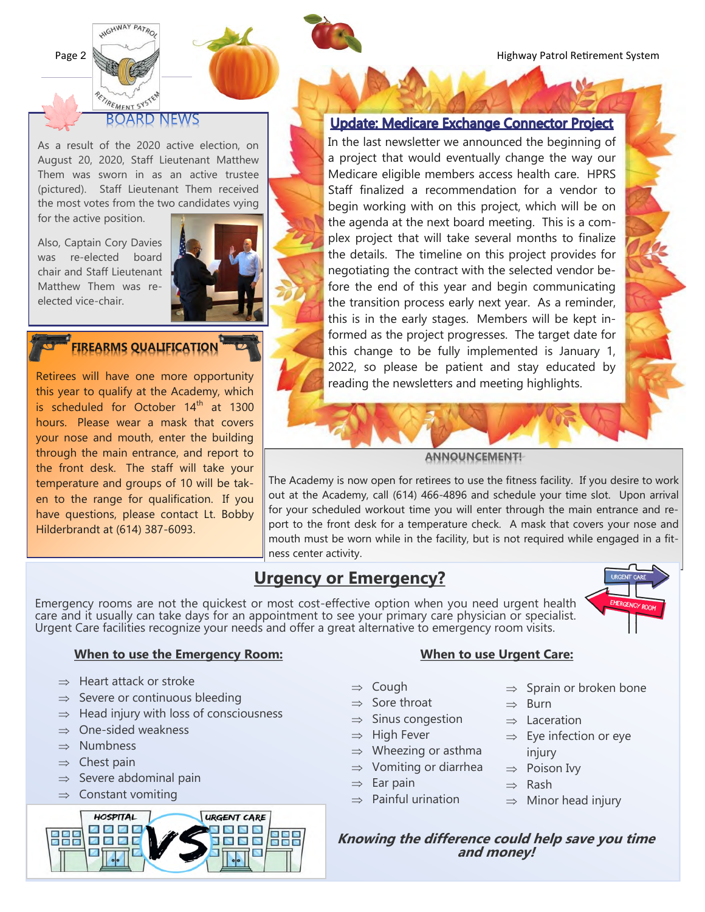## BOARD NEWS

As a result of the 2020 active election, on August 20, 2020, Staff Lieutenant Matthew Them was sworn in as an active trustee (pictured). Staff Lieutenant Them received the most votes from the two candidates vying for the active position.

Also, Captain Cory Davies was re-elected board chair and Staff Lieutenant Matthew Them was re-elected vice-chair.

## FIREARMS QUALIFICATION

Retirees will have one more opportunity this year to qualify at the Academy, which is scheduled for October 14th at 1300 hours. Please wear a mask that covers your nose and mouth, enter the building through the main entrance, and report to the front desk. The staff will take your temperature and groups of 10 will be taken to the range for qualification. If you have questions, please contact Lt. Bobby Hilderbrandt at (614) 387-6093.

## Update: Medicare Exchange Connector Project

In the last newsletter we announced the beginning of a project that would eventually change the way our Medicare eligible members access health care. HPRS Staff finalized a recommendation for a vendor to begin working with on this project, which will be on the agenda at the next board meeting. This is a complex project that will take several months to finalize the details. The timeline on this project provides for negotiating the contract with the selected vendor before the end of this year and begin communicating the transition process early next year. As a reminder, this is in the early stages. Members will be kept informed as the project progresses. The target date for this change to be fully implemented is January 1, 2022, so please be patient and stay educated by reading the newsletters and meeting highlights.

## ANNOUNCEMENT!

The Academy is now open for retirees to use the fitness facility. If you desire to work out at the Academy, call (614) 466-4896 and schedule your time slot. Upon arrival for your scheduled workout time you will enter through the main entrance and report to the front desk for a temperature check. A mask that covers your nose and mouth must be worn while in the facility, but is not required while engaged in a fitness center activity.

## Urgency or Emergency?

Emergency rooms are not the quickest or most cost-effective option when you need urgent health care and it usually can take days for an appointment to see your primary care physician or specialist. Urgent Care facilities recognize your needs and offer a great alternative to emergency room visits.

### When to use the Emergency Room:

- Heart attack or stroke
- Severe or continuous bleeding
- Head injury with loss of consciousness
- One-sided weakness
- Numbness
- Chest pain
- Severe abdominal pain
- Constant vomiting

### When to use Urgent Care:

- Cough
- Sore throat
- Sinus congestion
- High Fever
- Wheezing or asthma
- Vomiting or diarrhea
- Ear pain
- Painful urination
- Sprain or broken bone
- Burn
- Laceration
- Eye infection or eye injury
- Poison Ivy
- Rash
- Minor head injury

***Knowing the difference could help save you time and money!***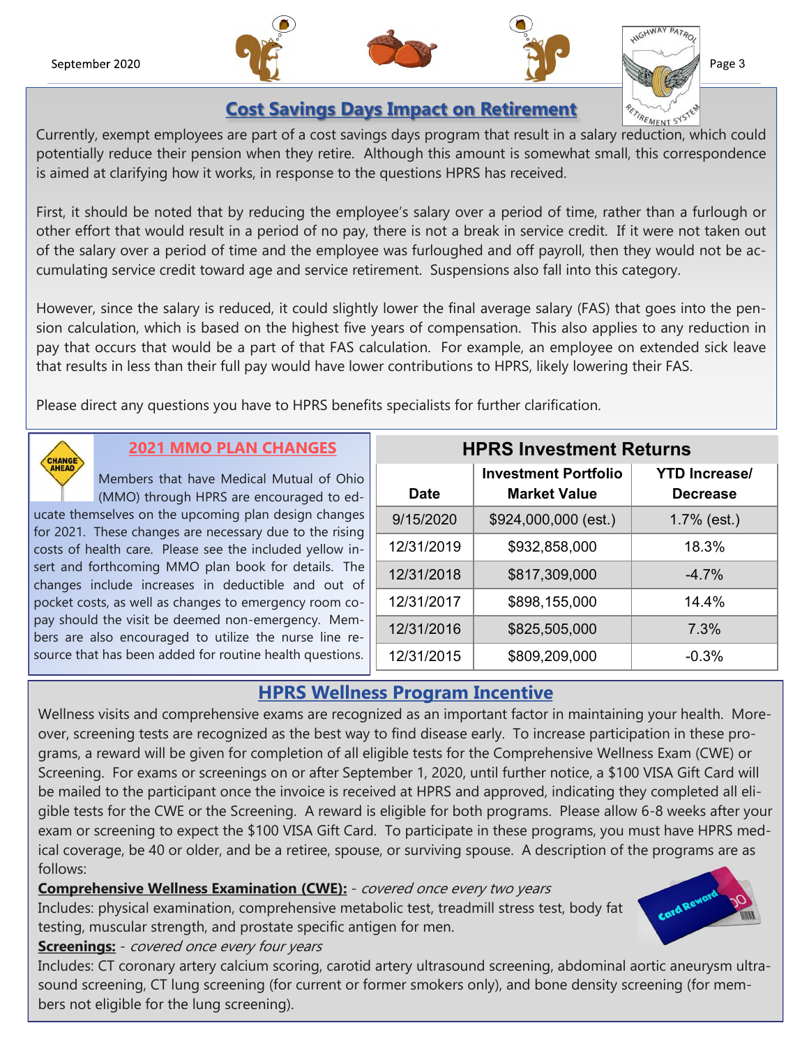## Cost Savings Days Impact on Retirement

Currently, exempt employees are part of a cost savings days program that result in a salary reduction, which could potentially reduce their pension when they retire. Although this amount is somewhat small, this correspondence is aimed at clarifying how it works, in response to the questions HPRS has received.

First, it should be noted that by reducing the employee's salary over a period of time, rather than a furlough or other effort that would result in a period of no pay, there is not a break in service credit. If it were not taken out of the salary over a period of time and the employee was furloughed and off payroll, then they would not be accumulating service credit toward age and service retirement. Suspensions also fall into this category.

However, since the salary is reduced, it could slightly lower the final average salary (FAS) that goes into the pension calculation, which is based on the highest five years of compensation. This also applies to any reduction in pay that occurs that would be a part of that FAS calculation. For example, an employee on extended sick leave that results in less than their full pay would have lower contributions to HPRS, likely lowering their FAS.

Please direct any questions you have to HPRS benefits specialists for further clarification.

## 2021 MMO PLAN CHANGES

Members that have Medical Mutual of Ohio (MMO) through HPRS are encouraged to educate themselves on the upcoming plan design changes for 2021. These changes are necessary due to the rising costs of health care. Please see the included yellow insert and forthcoming MMO plan book for details. The changes include increases in deductible and out of pocket costs, as well as changes to emergency room copay should the visit be deemed non-emergency. Members are also encouraged to utilize the nurse line resource that has been added for routine health questions.

## HPRS Investment Returns

| Date | Investment Portfolio Market Value | YTD Increase/ Decrease |
|---|---|---|
| 9/15/2020 | $924,000,000 (est.) | 1.7% (est.) |
| 12/31/2019 | $932,858,000 | 18.3% |
| 12/31/2018 | $817,309,000 | -4.7% |
| 12/31/2017 | $898,155,000 | 14.4% |
| 12/31/2016 | $825,505,000 | 7.3% |
| 12/31/2015 | $809,209,000 | -0.3% |

## HPRS Wellness Program Incentive

Wellness visits and comprehensive exams are recognized as an important factor in maintaining your health. Moreover, screening tests are recognized as the best way to find disease early. To increase participation in these programs, a reward will be given for completion of all eligible tests for the Comprehensive Wellness Exam (CWE) or Screening. For exams or screenings on or after September 1, 2020, until further notice, a $100 VISA Gift Card will be mailed to the participant once the invoice is received at HPRS and approved, indicating they completed all eligible tests for the CWE or the Screening. A reward is eligible for both programs. Please allow 6-8 weeks after your exam or screening to expect the $100 VISA Gift Card. To participate in these programs, you must have HPRS medical coverage, be 40 or older, and be a retiree, spouse, or surviving spouse. A description of the programs are as follows:

**Comprehensive Wellness Examination (CWE):** - *covered once every two years*

Includes: physical examination, comprehensive metabolic test, treadmill stress test, body fat testing, muscular strength, and prostate specific antigen for men.

**Screenings:** - *covered once every four years*

Includes: CT coronary artery calcium scoring, carotid artery ultrasound screening, abdominal aortic aneurysm ultrasound screening, CT lung screening (for current or former smokers only), and bone density screening (for members not eligible for the lung screening).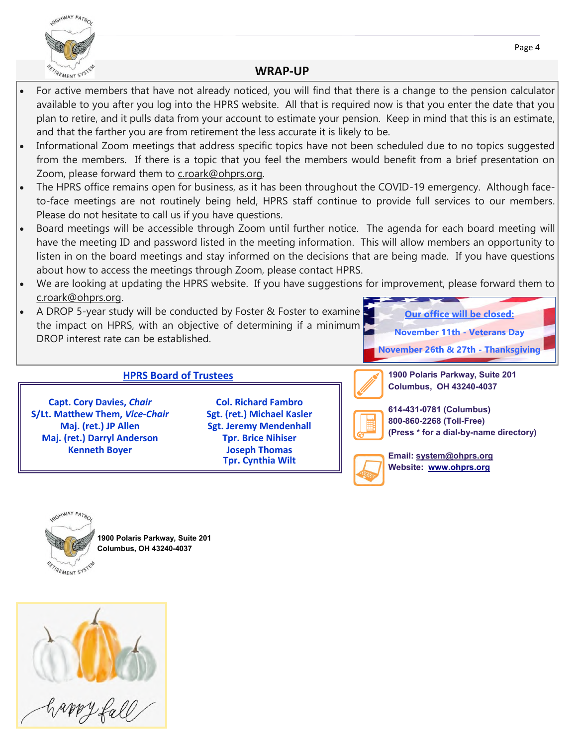## WRAP-UP

- For active members that have not already noticed, you will find that there is a change to the pension calculator available to you after you log into the HPRS website. All that is required now is that you enter the date that you plan to retire, and it pulls data from your account to estimate your pension. Keep in mind that this is an estimate, and that the farther you are from retirement the less accurate it is likely to be.
- Informational Zoom meetings that address specific topics have not been scheduled due to no topics suggested from the members. If there is a topic that you feel the members would benefit from a brief presentation on Zoom, please forward them to c.roark@ohprs.org.
- The HPRS office remains open for business, as it has been throughout the COVID-19 emergency. Although face-to-face meetings are not routinely being held, HPRS staff continue to provide full services to our members. Please do not hesitate to call us if you have questions.
- Board meetings will be accessible through Zoom until further notice. The agenda for each board meeting will have the meeting ID and password listed in the meeting information. This will allow members an opportunity to listen in on the board meetings and stay informed on the decisions that are being made. If you have questions about how to access the meetings through Zoom, please contact HPRS.
- We are looking at updating the HPRS website. If you have suggestions for improvement, please forward them to c.roark@ohprs.org.
- A DROP 5-year study will be conducted by Foster & Foster to examine the impact on HPRS, with an objective of determining if a minimum DROP interest rate can be established.

**Our office will be closed:**

**November 11th - Veterans Day**

**November 26th & 27th - Thanksgiving**

### HPRS Board of Trustees

**Capt. Cory Davies, *Chair***
**S/Lt. Matthew Them, *Vice-Chair***
**Maj. (ret.) JP Allen**
**Maj. (ret.) Darryl Anderson**
**Kenneth Boyer**
**Col. Richard Fambro**
**Sgt. (ret.) Michael Kasler**
**Sgt. Jeremy Mendenhall**
**Tpr. Brice Nihiser**
**Joseph Thomas**
**Tpr. Cynthia Wilt**

**1900 Polaris Parkway, Suite 201**
**Columbus, OH 43240-4037**

**614-431-0781 (Columbus)**
**800-860-2268 (Toll-Free)**
**(Press * for a dial-by-name directory)**

**Email: system@ohprs.org**
**Website: www.ohprs.org**

**1900 Polaris Parkway, Suite 201**
**Columbus, OH 43240-4037**

happy fall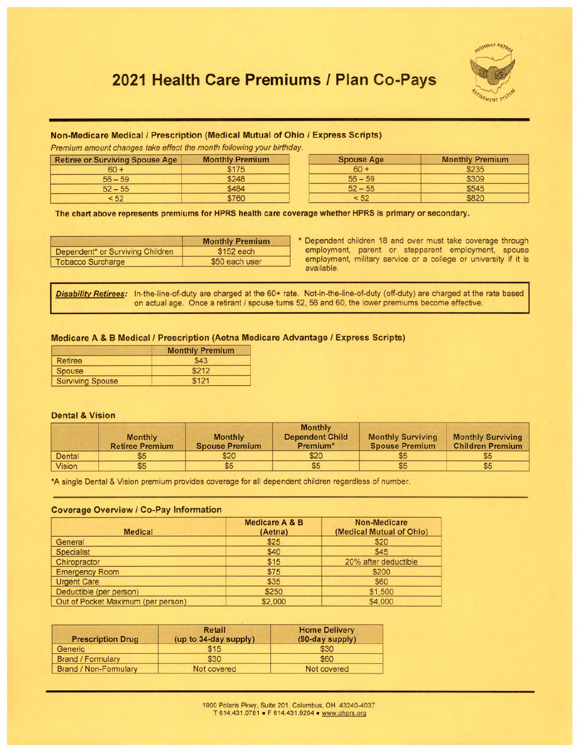# 2021 Health Care Premiums / Plan Co-Pays

### Non-Medicare Medical / Prescription (Medical Mutual of Ohio / Express Scripts)

*Premium amount changes take effect the month following your birthday.*

| Retiree or Surviving Spouse Age | Monthly Premium |
|---|---|
| 60 + | $175 |
| 56 – 59 | $248 |
| 52 – 55 | $484 |
| < 52 | $760 |

| Spouse Age | Monthly Premium |
|---|---|
| 60 + | $235 |
| 56 – 59 | $309 |
| 52 – 55 | $545 |
| < 52 | $820 |

**The chart above represents premiums for HPRS health care coverage whether HPRS is primary or secondary.**

| | Monthly Premium |
|---|---|
| Dependent* or Surviving Children | $152 each |
| Tobacco Surcharge | $50 each user |

* Dependent children 18 and over must take coverage through employment, parent or stepparent employment, spouse employment, military service or a college or university if it is available.

***Disability Retirees:*** In-the-line-of-duty are charged at the 60+ rate. Not-in-the-line-of-duty (off-duty) are charged at the rate based on actual age. Once a retirant / spouse turns 52, 56 and 60, the lower premiums become effective.

### Medicare A & B Medical / Prescription (Aetna Medicare Advantage / Express Scripts)

| | Monthly Premium |
|---|---|
| Retiree | $43 |
| Spouse | $212 |
| Surviving Spouse | $121 |

### Dental & Vision

| | Monthly Retiree Premium | Monthly Spouse Premium | Monthly Dependent Child Premium* | Monthly Surviving Spouse Premium | Monthly Surviving Children Premium |
|---|---|---|---|---|---|
| Dental | $5 | $20 | $20 | $5 | $5 |
| Vision | $5 | $5 | $5 | $5 | $5 |

*A single Dental & Vision premium provides coverage for all dependent children regardless of number.

### Coverage Overview / Co-Pay Information

| Medical | Medicare A & B (Aetna) | Non-Medicare (Medical Mutual of Ohio) |
|---|---|---|
| General | $25 | $20 |
| Specialist | $40 | $45 |
| Chiropractor | $15 | 20% after deductible |
| Emergency Room | $75 | $200 |
| Urgent Care | $35 | $60 |
| Deductible (per person) | $250 | $1,500 |
| Out of Pocket Maximum (per person) | $2,000 | $4,000 |

| Prescription Drug | Retail (up to 34-day supply) | Home Delivery (90-day supply) |
|---|---|---|
| Generic | $15 | $30 |
| Brand / Formulary | $30 | $60 |
| Brand / Non-Formulary | Not covered | Not covered |

1900 Polaris Pkwy, Suite 201, Columbus, OH 43240-4037
T 614.431.0781 • F 614.431.9204 • www.ohprs.org